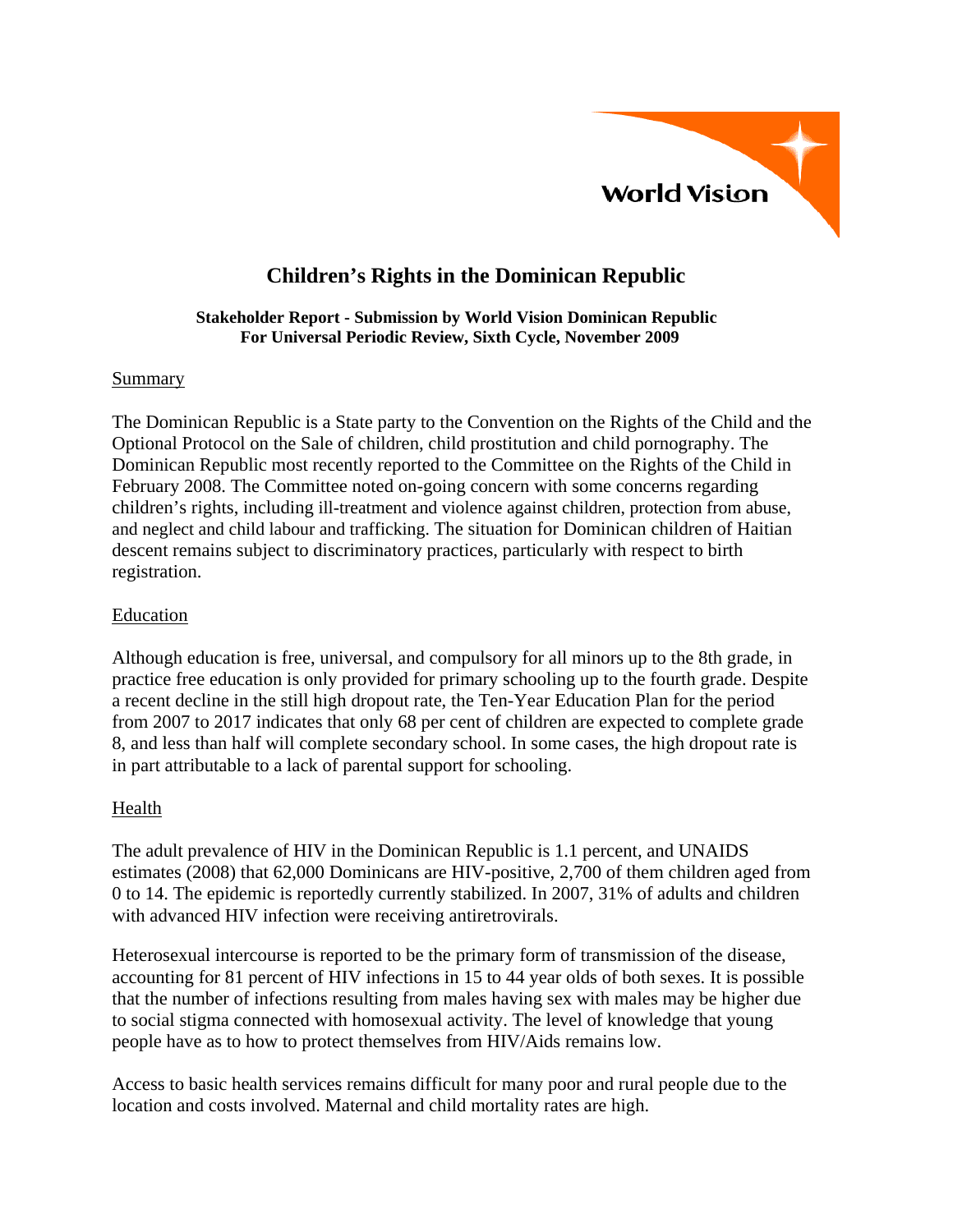# Children's Rights in the Dominican Republic

**Stakeholder Report - Submission by World Vision Dominican Republic**
**For Universal Periodic Review, Sixth Cycle, November 2009**

## Summary

The Dominican Republic is a State party to the Convention on the Rights of the Child and the Optional Protocol on the Sale of children, child prostitution and child pornography. The Dominican Republic most recently reported to the Committee on the Rights of the Child in February 2008. The Committee noted on-going concern with some concerns regarding children's rights, including ill-treatment and violence against children, protection from abuse, and neglect and child labour and trafficking. The situation for Dominican children of Haitian descent remains subject to discriminatory practices, particularly with respect to birth registration.

## Education

Although education is free, universal, and compulsory for all minors up to the 8th grade, in practice free education is only provided for primary schooling up to the fourth grade. Despite a recent decline in the still high dropout rate, the Ten-Year Education Plan for the period from 2007 to 2017 indicates that only 68 per cent of children are expected to complete grade 8, and less than half will complete secondary school. In some cases, the high dropout rate is in part attributable to a lack of parental support for schooling.

## Health

The adult prevalence of HIV in the Dominican Republic is 1.1 percent, and UNAIDS estimates (2008) that 62,000 Dominicans are HIV-positive, 2,700 of them children aged from 0 to 14. The epidemic is reportedly currently stabilized. In 2007, 31% of adults and children with advanced HIV infection were receiving antiretrovirals.

Heterosexual intercourse is reported to be the primary form of transmission of the disease, accounting for 81 percent of HIV infections in 15 to 44 year olds of both sexes. It is possible that the number of infections resulting from males having sex with males may be higher due to social stigma connected with homosexual activity. The level of knowledge that young people have as to how to protect themselves from HIV/Aids remains low.

Access to basic health services remains difficult for many poor and rural people due to the location and costs involved. Maternal and child mortality rates are high.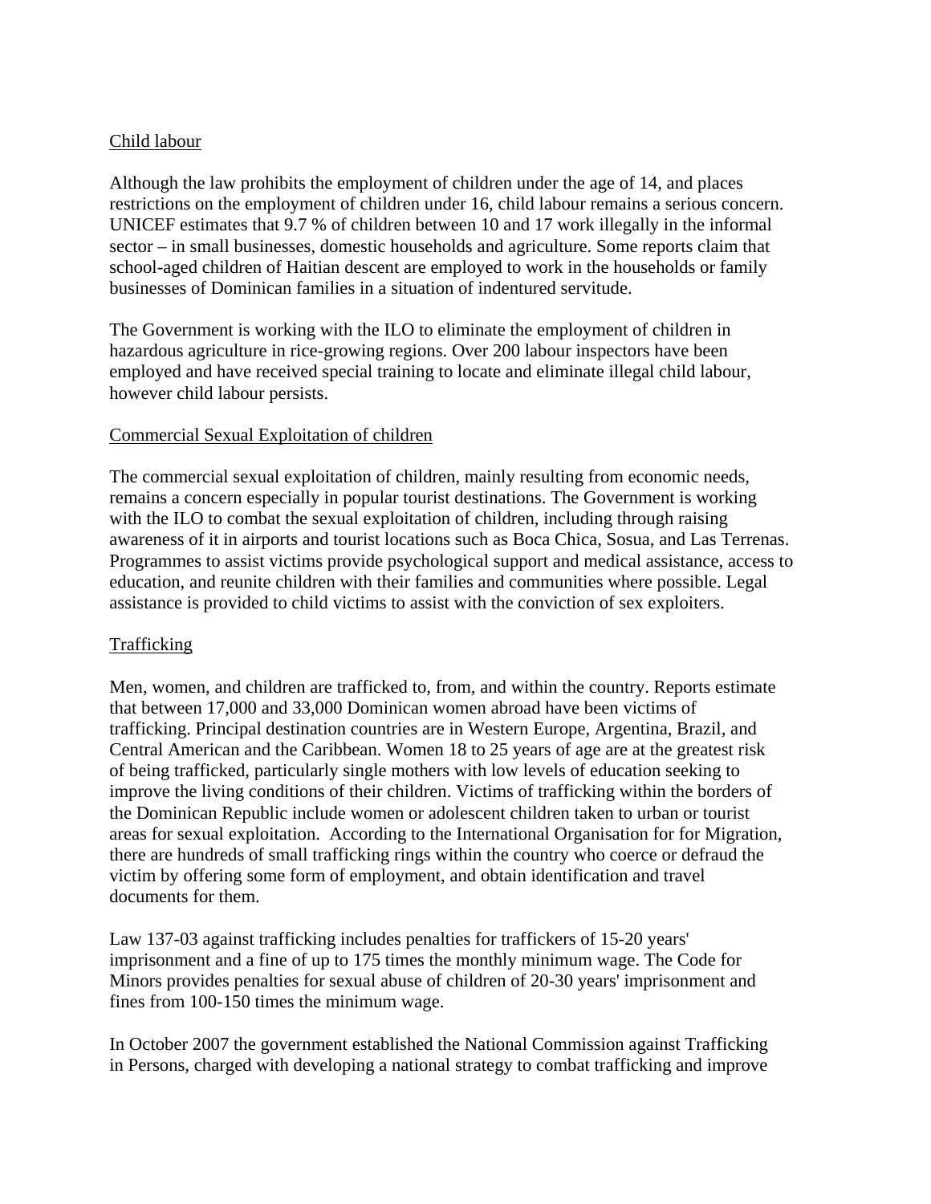## Child labour

Although the law prohibits the employment of children under the age of 14, and places restrictions on the employment of children under 16, child labour remains a serious concern. UNICEF estimates that 9.7 % of children between 10 and 17 work illegally in the informal sector – in small businesses, domestic households and agriculture. Some reports claim that school-aged children of Haitian descent are employed to work in the households or family businesses of Dominican families in a situation of indentured servitude.

The Government is working with the ILO to eliminate the employment of children in hazardous agriculture in rice-growing regions. Over 200 labour inspectors have been employed and have received special training to locate and eliminate illegal child labour, however child labour persists.

## Commercial Sexual Exploitation of children

The commercial sexual exploitation of children, mainly resulting from economic needs, remains a concern especially in popular tourist destinations. The Government is working with the ILO to combat the sexual exploitation of children, including through raising awareness of it in airports and tourist locations such as Boca Chica, Sosua, and Las Terrenas. Programmes to assist victims provide psychological support and medical assistance, access to education, and reunite children with their families and communities where possible. Legal assistance is provided to child victims to assist with the conviction of sex exploiters.

## Trafficking

Men, women, and children are trafficked to, from, and within the country. Reports estimate that between 17,000 and 33,000 Dominican women abroad have been victims of trafficking. Principal destination countries are in Western Europe, Argentina, Brazil, and Central American and the Caribbean. Women 18 to 25 years of age are at the greatest risk of being trafficked, particularly single mothers with low levels of education seeking to improve the living conditions of their children. Victims of trafficking within the borders of the Dominican Republic include women or adolescent children taken to urban or tourist areas for sexual exploitation. According to the International Organisation for for Migration, there are hundreds of small trafficking rings within the country who coerce or defraud the victim by offering some form of employment, and obtain identification and travel documents for them.

Law 137-03 against trafficking includes penalties for traffickers of 15-20 years' imprisonment and a fine of up to 175 times the monthly minimum wage. The Code for Minors provides penalties for sexual abuse of children of 20-30 years' imprisonment and fines from 100-150 times the minimum wage.

In October 2007 the government established the National Commission against Trafficking in Persons, charged with developing a national strategy to combat trafficking and improve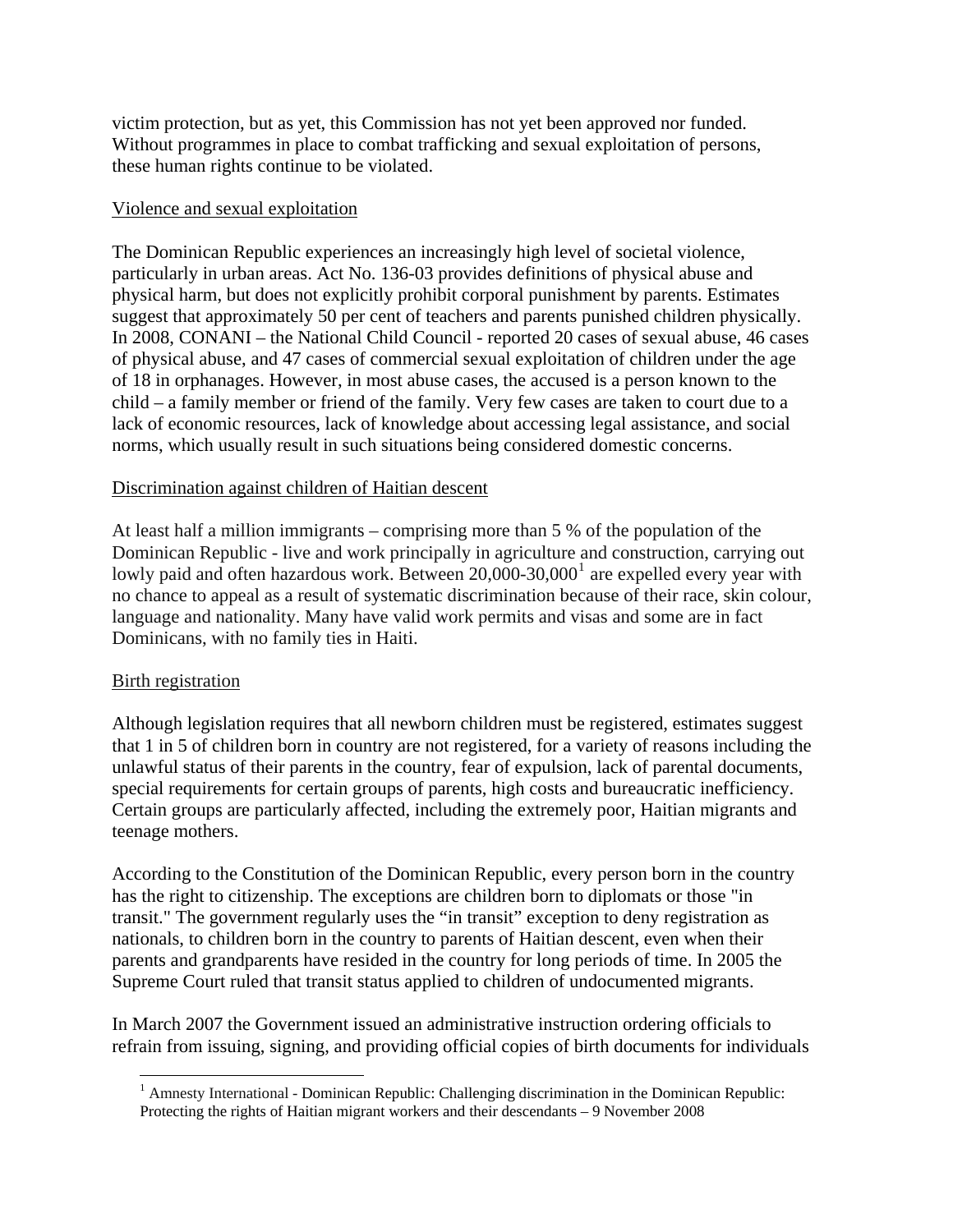victim protection, but as yet, this Commission has not yet been approved nor funded. Without programmes in place to combat trafficking and sexual exploitation of persons, these human rights continue to be violated.

<u>Violence and sexual exploitation</u>

The Dominican Republic experiences an increasingly high level of societal violence, particularly in urban areas. Act No. 136-03 provides definitions of physical abuse and physical harm, but does not explicitly prohibit corporal punishment by parents. Estimates suggest that approximately 50 per cent of teachers and parents punished children physically. In 2008, CONANI – the National Child Council - reported 20 cases of sexual abuse, 46 cases of physical abuse, and 47 cases of commercial sexual exploitation of children under the age of 18 in orphanages. However, in most abuse cases, the accused is a person known to the child – a family member or friend of the family. Very few cases are taken to court due to a lack of economic resources, lack of knowledge about accessing legal assistance, and social norms, which usually result in such situations being considered domestic concerns.

<u>Discrimination against children of Haitian descent</u>

At least half a million immigrants – comprising more than 5 % of the population of the Dominican Republic - live and work principally in agriculture and construction, carrying out lowly paid and often hazardous work. Between 20,000-30,000[1] are expelled every year with no chance to appeal as a result of systematic discrimination because of their race, skin colour, language and nationality. Many have valid work permits and visas and some are in fact Dominicans, with no family ties in Haiti.

<u>Birth registration</u>

Although legislation requires that all newborn children must be registered, estimates suggest that 1 in 5 of children born in country are not registered, for a variety of reasons including the unlawful status of their parents in the country, fear of expulsion, lack of parental documents, special requirements for certain groups of parents, high costs and bureaucratic inefficiency. Certain groups are particularly affected, including the extremely poor, Haitian migrants and teenage mothers.

According to the Constitution of the Dominican Republic, every person born in the country has the right to citizenship. The exceptions are children born to diplomats or those "in transit." The government regularly uses the "in transit" exception to deny registration as nationals, to children born in the country to parents of Haitian descent, even when their parents and grandparents have resided in the country for long periods of time. In 2005 the Supreme Court ruled that transit status applied to children of undocumented migrants.

In March 2007 the Government issued an administrative instruction ordering officials to refrain from issuing, signing, and providing official copies of birth documents for individuals

---

[1] Amnesty International - Dominican Republic: Challenging discrimination in the Dominican Republic: Protecting the rights of Haitian migrant workers and their descendants – 9 November 2008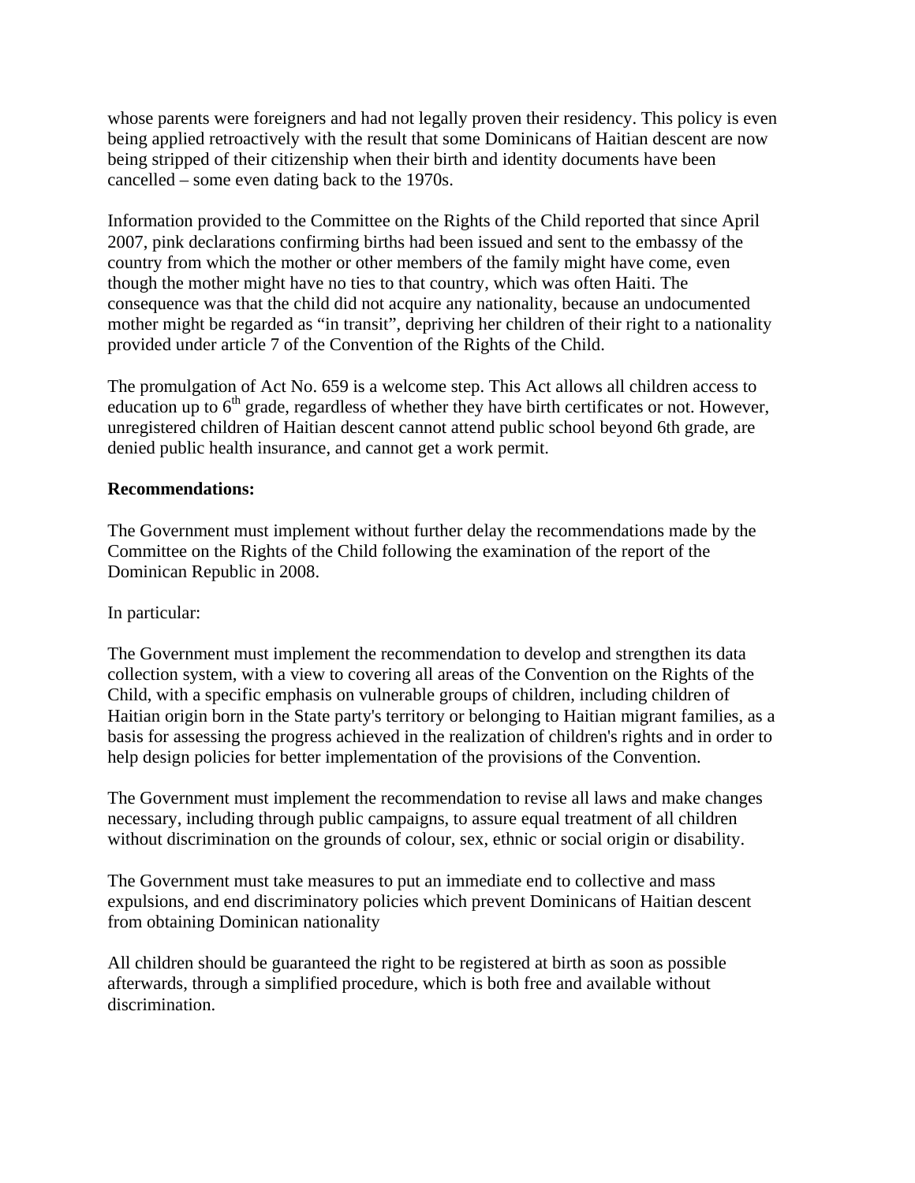whose parents were foreigners and had not legally proven their residency. This policy is even being applied retroactively with the result that some Dominicans of Haitian descent are now being stripped of their citizenship when their birth and identity documents have been cancelled – some even dating back to the 1970s.

Information provided to the Committee on the Rights of the Child reported that since April 2007, pink declarations confirming births had been issued and sent to the embassy of the country from which the mother or other members of the family might have come, even though the mother might have no ties to that country, which was often Haiti. The consequence was that the child did not acquire any nationality, because an undocumented mother might be regarded as "in transit", depriving her children of their right to a nationality provided under article 7 of the Convention of the Rights of the Child.

The promulgation of Act No. 659 is a welcome step. This Act allows all children access to education up to 6th grade, regardless of whether they have birth certificates or not. However, unregistered children of Haitian descent cannot attend public school beyond 6th grade, are denied public health insurance, and cannot get a work permit.

**Recommendations:**

The Government must implement without further delay the recommendations made by the Committee on the Rights of the Child following the examination of the report of the Dominican Republic in 2008.

In particular:

The Government must implement the recommendation to develop and strengthen its data collection system, with a view to covering all areas of the Convention on the Rights of the Child, with a specific emphasis on vulnerable groups of children, including children of Haitian origin born in the State party's territory or belonging to Haitian migrant families, as a basis for assessing the progress achieved in the realization of children's rights and in order to help design policies for better implementation of the provisions of the Convention.

The Government must implement the recommendation to revise all laws and make changes necessary, including through public campaigns, to assure equal treatment of all children without discrimination on the grounds of colour, sex, ethnic or social origin or disability.

The Government must take measures to put an immediate end to collective and mass expulsions, and end discriminatory policies which prevent Dominicans of Haitian descent from obtaining Dominican nationality

All children should be guaranteed the right to be registered at birth as soon as possible afterwards, through a simplified procedure, which is both free and available without discrimination.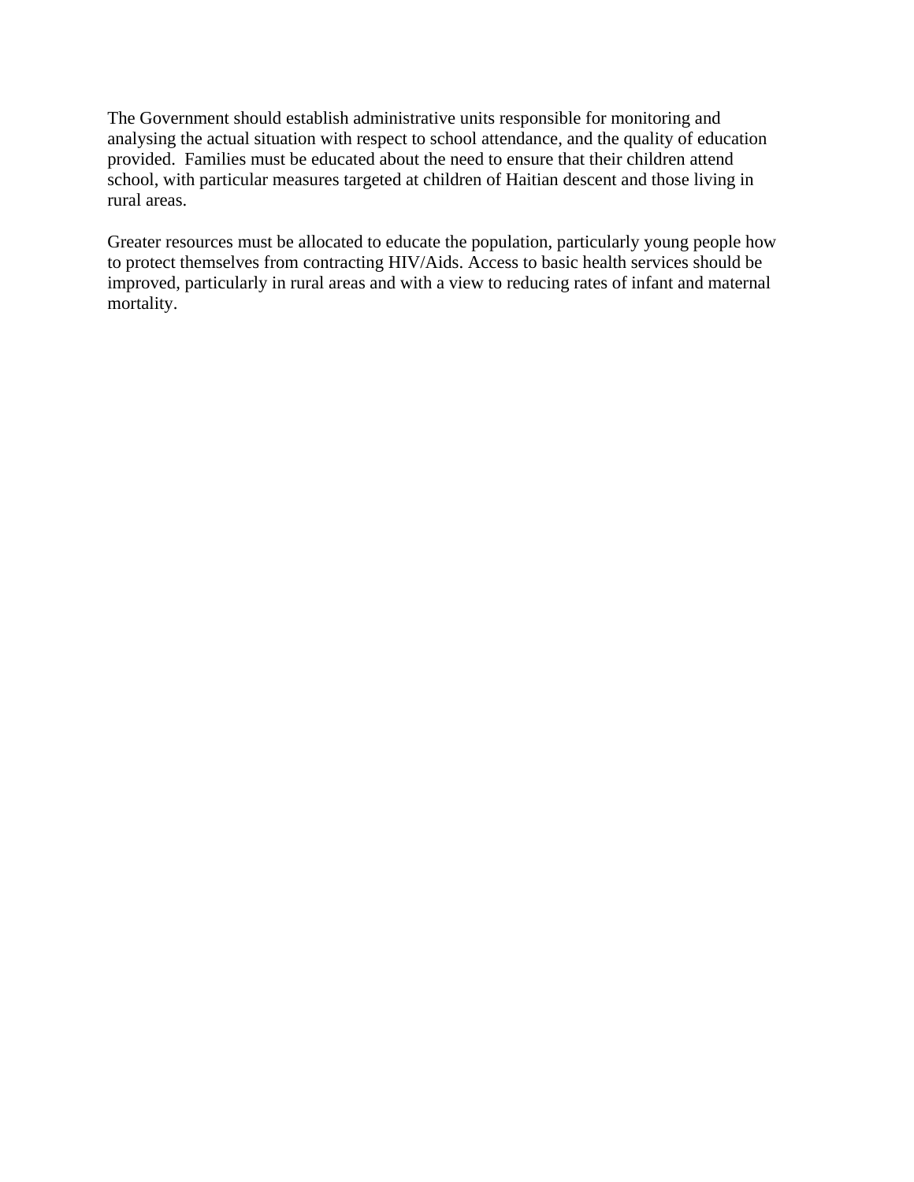The Government should establish administrative units responsible for monitoring and analysing the actual situation with respect to school attendance, and the quality of education provided.  Families must be educated about the need to ensure that their children attend school, with particular measures targeted at children of Haitian descent and those living in rural areas.

Greater resources must be allocated to educate the population, particularly young people how to protect themselves from contracting HIV/Aids. Access to basic health services should be improved, particularly in rural areas and with a view to reducing rates of infant and maternal mortality.